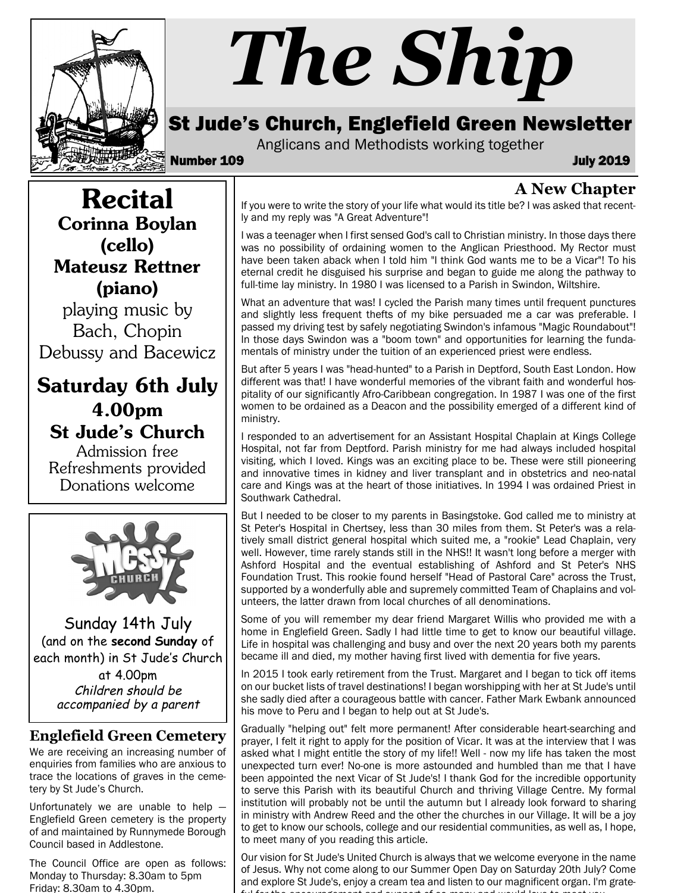# The Ship

## St Jude's Church, Englefield Green Newsletter

Anglicans and Methodists working together

**Number 109** **July 2019**

## Recital

**Corinna Boylan (cello)**

**Mateusz Rettner (piano)**

playing music by Bach, Chopin Debussy and Bacewicz

**Saturday 6th July**

**4.00pm**

**St Jude's Church**

Admission free

Refreshments provided

Donations welcome

---

Sunday 14th July

(and on the **second Sunday** of each month) in St Jude's Church at 4.00pm

*Children should be accompanied by a parent*

---

### Englefield Green Cemetery

We are receiving an increasing number of enquiries from families who are anxious to trace the locations of graves in the cemetery by St Jude's Church.

Unfortunately we are unable to help — Englefield Green cemetery is the property of and maintained by Runnymede Borough Council based in Addlestone.

The Council Office are open as follows:
Monday to Thursday: 8.30am to 5pm
Friday: 8.30am to 4.30pm.

---

## A New Chapter

If you were to write the story of your life what would its title be? I was asked that recently and my reply was "A Great Adventure"!

I was a teenager when I first sensed God's call to Christian ministry. In those days there was no possibility of ordaining women to the Anglican Priesthood. My Rector must have been taken aback when I told him "I think God wants me to be a Vicar"! To his eternal credit he disguised his surprise and began to guide me along the pathway to full-time lay ministry. In 1980 I was licensed to a Parish in Swindon, Wiltshire.

What an adventure that was! I cycled the Parish many times until frequent punctures and slightly less frequent thefts of my bike persuaded me a car was preferable. I passed my driving test by safely negotiating Swindon's infamous "Magic Roundabout"! In those days Swindon was a "boom town" and opportunities for learning the fundamentals of ministry under the tuition of an experienced priest were endless.

But after 5 years I was "head-hunted" to a Parish in Deptford, South East London. How different was that! I have wonderful memories of the vibrant faith and wonderful hospitality of our significantly Afro-Caribbean congregation. In 1987 I was one of the first women to be ordained as a Deacon and the possibility emerged of a different kind of ministry.

I responded to an advertisement for an Assistant Hospital Chaplain at Kings College Hospital, not far from Deptford. Parish ministry for me had always included hospital visiting, which I loved. Kings was an exciting place to be. These were still pioneering and innovative times in kidney and liver transplant and in obstetrics and neo-natal care and Kings was at the heart of those initiatives. In 1994 I was ordained Priest in Southwark Cathedral.

But I needed to be closer to my parents in Basingstoke. God called me to ministry at St Peter's Hospital in Chertsey, less than 30 miles from them. St Peter's was a relatively small district general hospital which suited me, a "rookie" Lead Chaplain, very well. However, time rarely stands still in the NHS!! It wasn't long before a merger with Ashford Hospital and the eventual establishing of Ashford and St Peter's NHS Foundation Trust. This rookie found herself "Head of Pastoral Care" across the Trust, supported by a wonderfully able and supremely committed Team of Chaplains and volunteers, the latter drawn from local churches of all denominations.

Some of you will remember my dear friend Margaret Willis who provided me with a home in Englefield Green. Sadly I had little time to get to know our beautiful village. Life in hospital was challenging and busy and over the next 20 years both my parents became ill and died, my mother having first lived with dementia for five years.

In 2015 I took early retirement from the Trust. Margaret and I began to tick off items on our bucket lists of travel destinations! I began worshipping with her at St Jude's until she sadly died after a courageous battle with cancer. Father Mark Ewbank announced his move to Peru and I began to help out at St Jude's.

Gradually "helping out" felt more permanent! After considerable heart-searching and prayer, I felt it right to apply for the position of Vicar. It was at the interview that I was asked what I might entitle the story of my life!! Well - now my life has taken the most unexpected turn ever! No-one is more astounded and humbled than me that I have been appointed the next Vicar of St Jude's! I thank God for the incredible opportunity to serve this Parish with its beautiful Church and thriving Village Centre. My formal institution will probably not be until the autumn but I already look forward to sharing in ministry with Andrew Reed and the other churches in our Village. It will be a joy to get to know our schools, college and our residential communities, as well as, I hope, to meet many of you reading this article.

Our vision for St Jude's United Church is always that we welcome everyone in the name of Jesus. Why not come along to our Summer Open Day on Saturday 20th July? Come and explore St Jude's, enjoy a cream tea and listen to our magnificent organ. I'm grate-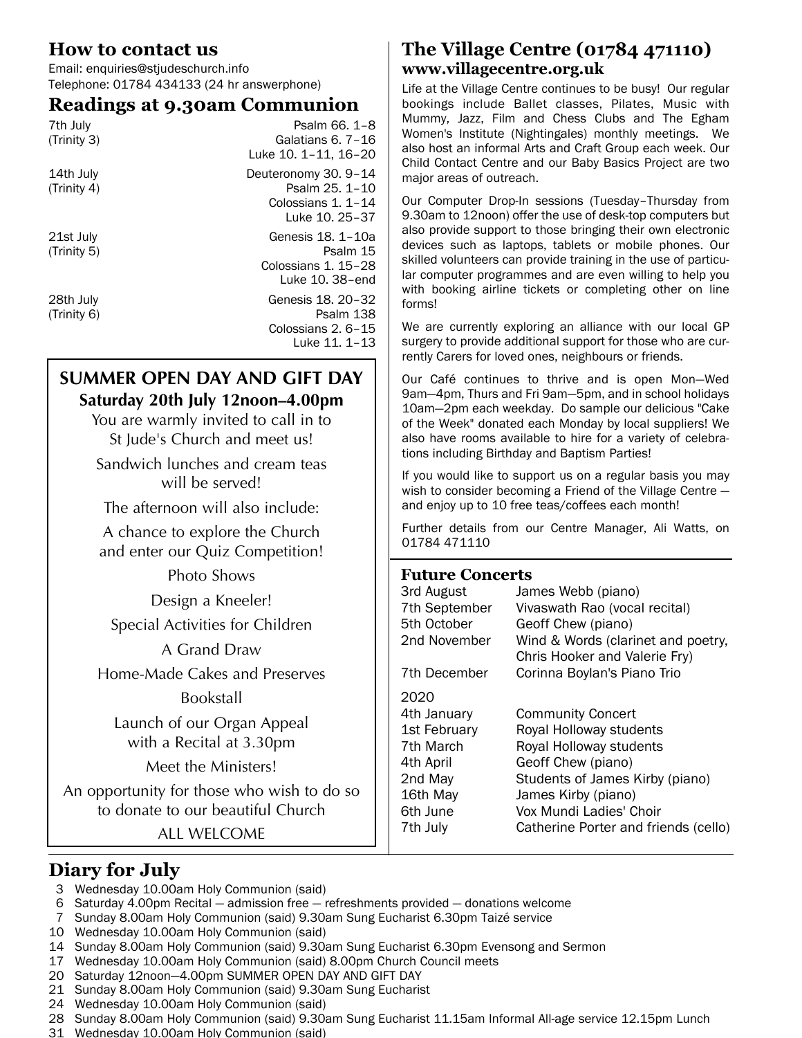## How to contact us

Email: enquiries@stjudeschurch.info
Telephone: 01784 434133 (24 hr answerphone)

## Readings at 9.30am Communion

| | |
|---|---|
| 7th July (Trinity 3) | Psalm 66. 1–8<br>Galatians 6. 7–16<br>Luke 10. 1–11, 16–20 |
| 14th July (Trinity 4) | Deuteronomy 30. 9–14<br>Psalm 25. 1–10<br>Colossians 1. 1–14<br>Luke 10. 25–37 |
| 21st July (Trinity 5) | Genesis 18. 1–10a<br>Psalm 15<br>Colossians 1. 15–28<br>Luke 10. 38–end |
| 28th July (Trinity 6) | Genesis 18. 20–32<br>Psalm 138<br>Colossians 2. 6–15<br>Luke 11. 1–13 |

## SUMMER OPEN DAY AND GIFT DAY

**Saturday 20th July 12noon–4.00pm**

You are warmly invited to call in to St Jude's Church and meet us!

Sandwich lunches and cream teas will be served!

The afternoon will also include:

A chance to explore the Church and enter our Quiz Competition!

Photo Shows

Design a Kneeler!

Special Activities for Children

A Grand Draw

Home-Made Cakes and Preserves

Bookstall

Launch of our Organ Appeal with a Recital at 3.30pm

Meet the Ministers!

An opportunity for those who wish to do so to donate to our beautiful Church

ALL WELCOME

## The Village Centre (01784 471110)

**www.villagecentre.org.uk**

Life at the Village Centre continues to be busy! Our regular bookings include Ballet classes, Pilates, Music with Mummy, Jazz, Film and Chess Clubs and The Egham Women's Institute (Nightingales) monthly meetings. We also host an informal Arts and Craft Group each week. Our Child Contact Centre and our Baby Basics Project are two major areas of outreach.

Our Computer Drop-In sessions (Tuesday–Thursday from 9.30am to 12noon) offer the use of desk-top computers but also provide support to those bringing their own electronic devices such as laptops, tablets or mobile phones. Our skilled volunteers can provide training in the use of particular computer programmes and are even willing to help you with booking airline tickets or completing other on line forms!

We are currently exploring an alliance with our local GP surgery to provide additional support for those who are currently Carers for loved ones, neighbours or friends.

Our Café continues to thrive and is open Mon—Wed 9am—4pm, Thurs and Fri 9am—5pm, and in school holidays 10am—2pm each weekday. Do sample our delicious "Cake of the Week" donated each Monday by local suppliers! We also have rooms available to hire for a variety of celebrations including Birthday and Baptism Parties!

If you would like to support us on a regular basis you may wish to consider becoming a Friend of the Village Centre — and enjoy up to 10 free teas/coffees each month!

Further details from our Centre Manager, Ali Watts, on 01784 471110

### Future Concerts

| | |
|---|---|
| 3rd August | James Webb (piano) |
| 7th September | Vivaswath Rao (vocal recital) |
| 5th October | Geoff Chew (piano) |
| 2nd November | Wind & Words (clarinet and poetry, Chris Hooker and Valerie Fry) |
| 7th December | Corinna Boylan's Piano Trio |
| 2020 | |
| 4th January | Community Concert |
| 1st February | Royal Holloway students |
| 7th March | Royal Holloway students |
| 4th April | Geoff Chew (piano) |
| 2nd May | Students of James Kirby (piano) |
| 16th May | James Kirby (piano) |
| 6th June | Vox Mundi Ladies' Choir |
| 7th July | Catherine Porter and friends (cello) |

## Diary for July

- 3 Wednesday 10.00am Holy Communion (said)
- 6 Saturday 4.00pm Recital — admission free — refreshments provided — donations welcome
- 7 Sunday 8.00am Holy Communion (said) 9.30am Sung Eucharist 6.30pm Taizé service
- 10 Wednesday 10.00am Holy Communion (said)
- 14 Sunday 8.00am Holy Communion (said) 9.30am Sung Eucharist 6.30pm Evensong and Sermon
- 17 Wednesday 10.00am Holy Communion (said) 8.00pm Church Council meets
- 20 Saturday 12noon—4.00pm SUMMER OPEN DAY AND GIFT DAY
- 21 Sunday 8.00am Holy Communion (said) 9.30am Sung Eucharist
- 24 Wednesday 10.00am Holy Communion (said)
- 28 Sunday 8.00am Holy Communion (said) 9.30am Sung Eucharist 11.15am Informal All-age service 12.15pm Lunch
- 31 Wednesday 10.00am Holy Communion (said)